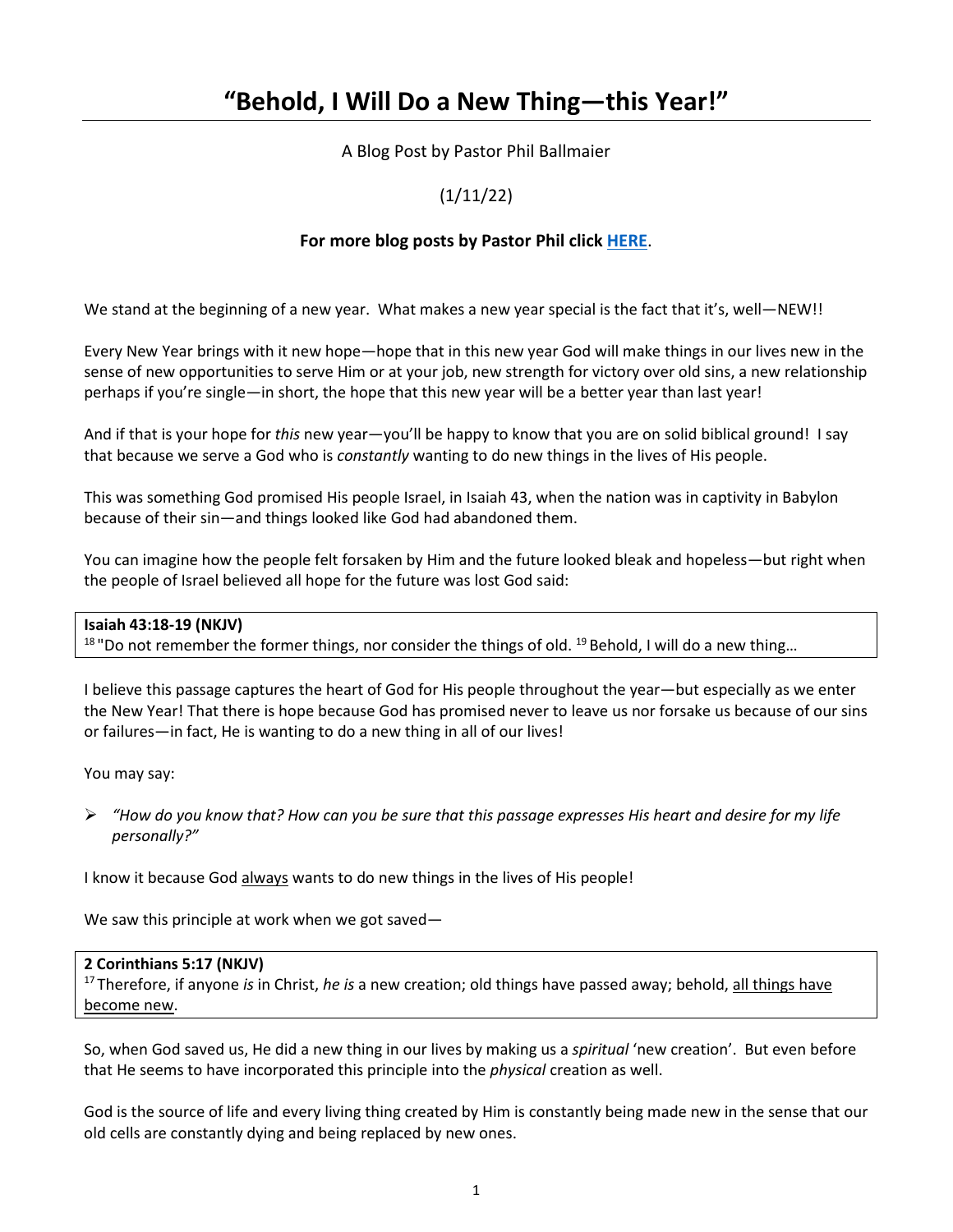# "Behold, I Will Do a New Thing—this Year!"

A Blog Post by Pastor Phil Ballmaier

(1/11/22)

**For more blog posts by Pastor Phil click HERE.**

We stand at the beginning of a new year. What makes a new year special is the fact that it's, well—NEW!!

Every New Year brings with it new hope—hope that in this new year God will make things in our lives new in the sense of new opportunities to serve Him or at your job, new strength for victory over old sins, a new relationship perhaps if you're single—in short, the hope that this new year will be a better year than last year!

And if that is your hope for *this* new year—you'll be happy to know that you are on solid biblical ground! I say that because we serve a God who is *constantly* wanting to do new things in the lives of His people.

This was something God promised His people Israel, in Isaiah 43, when the nation was in captivity in Babylon because of their sin—and things looked like God had abandoned them.

You can imagine how the people felt forsaken by Him and the future looked bleak and hopeless—but right when the people of Israel believed all hope for the future was lost God said:

> **Isaiah 43:18-19 (NKJV)**
> [18] "Do not remember the former things, nor consider the things of old. [19] Behold, I will do a new thing…

I believe this passage captures the heart of God for His people throughout the year—but especially as we enter the New Year! That there is hope because God has promised never to leave us nor forsake us because of our sins or failures—in fact, He is wanting to do a new thing in all of our lives!

You may say:

- *"How do you know that? How can you be sure that this passage expresses His heart and desire for my life personally?"*

I know it because God always wants to do new things in the lives of His people!

We saw this principle at work when we got saved—

> **2 Corinthians 5:17 (NKJV)**
> [17] Therefore, if anyone *is* in Christ, *he is* a new creation; old things have passed away; behold, all things have become new.

So, when God saved us, He did a new thing in our lives by making us a *spiritual* 'new creation'. But even before that He seems to have incorporated this principle into the *physical* creation as well.

God is the source of life and every living thing created by Him is constantly being made new in the sense that our old cells are constantly dying and being replaced by new ones.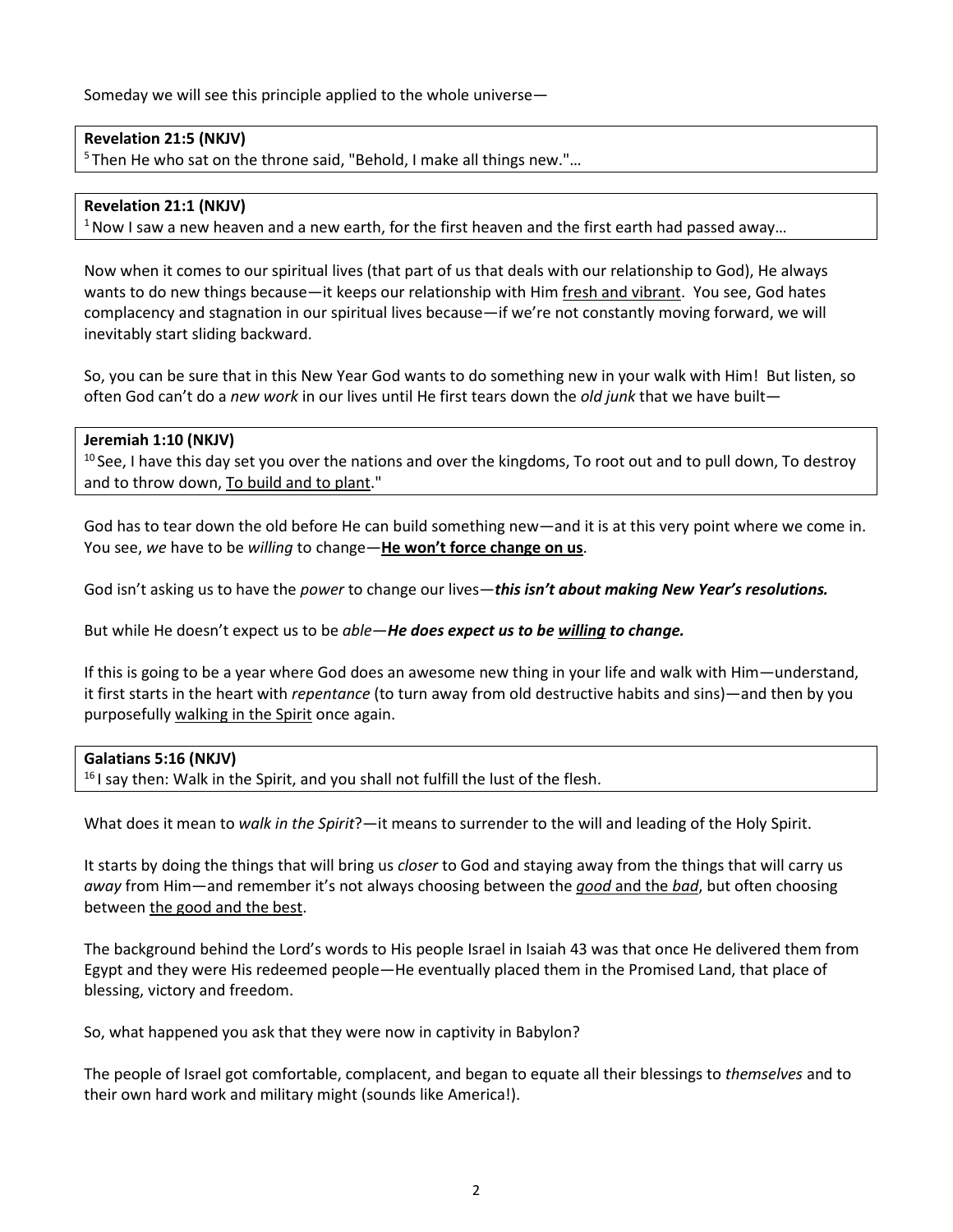Someday we will see this principle applied to the whole universe—

**Revelation 21:5 (NKJV)**
[5] Then He who sat on the throne said, "Behold, I make all things new."…

**Revelation 21:1 (NKJV)**
[1] Now I saw a new heaven and a new earth, for the first heaven and the first earth had passed away…

Now when it comes to our spiritual lives (that part of us that deals with our relationship to God), He always wants to do new things because—it keeps our relationship with Him <u>fresh and vibrant</u>. You see, God hates complacency and stagnation in our spiritual lives because—if we're not constantly moving forward, we will inevitably start sliding backward.

So, you can be sure that in this New Year God wants to do something new in your walk with Him! But listen, so often God can't do a *new work* in our lives until He first tears down the *old junk* that we have built—

**Jeremiah 1:10 (NKJV)**
[10] See, I have this day set you over the nations and over the kingdoms, To root out and to pull down, To destroy and to throw down, <u>To build and to plant</u>."

God has to tear down the old before He can build something new—and it is at this very point where we come in. You see, *we* have to be *willing* to change—<u>**He won't force change on us**</u>.

God isn't asking us to have the *power* to change our lives—***this isn't about making New Year's resolutions.***

But while He doesn't expect us to be *able*—***He does expect us to be <u>willing</u> to change.***

If this is going to be a year where God does an awesome new thing in your life and walk with Him—understand, it first starts in the heart with *repentance* (to turn away from old destructive habits and sins)—and then by you purposefully <u>walking in the Spirit</u> once again.

**Galatians 5:16 (NKJV)**
[16] I say then: Walk in the Spirit, and you shall not fulfill the lust of the flesh.

What does it mean to *walk in the Spirit*?—it means to surrender to the will and leading of the Holy Spirit.

It starts by doing the things that will bring us *closer* to God and staying away from the things that will carry us *away* from Him—and remember it's not always choosing between the <u>*good* and the *bad*</u>, but often choosing between <u>the good and the best</u>.

The background behind the Lord's words to His people Israel in Isaiah 43 was that once He delivered them from Egypt and they were His redeemed people—He eventually placed them in the Promised Land, that place of blessing, victory and freedom.

So, what happened you ask that they were now in captivity in Babylon?

The people of Israel got comfortable, complacent, and began to equate all their blessings to *themselves* and to their own hard work and military might (sounds like America!).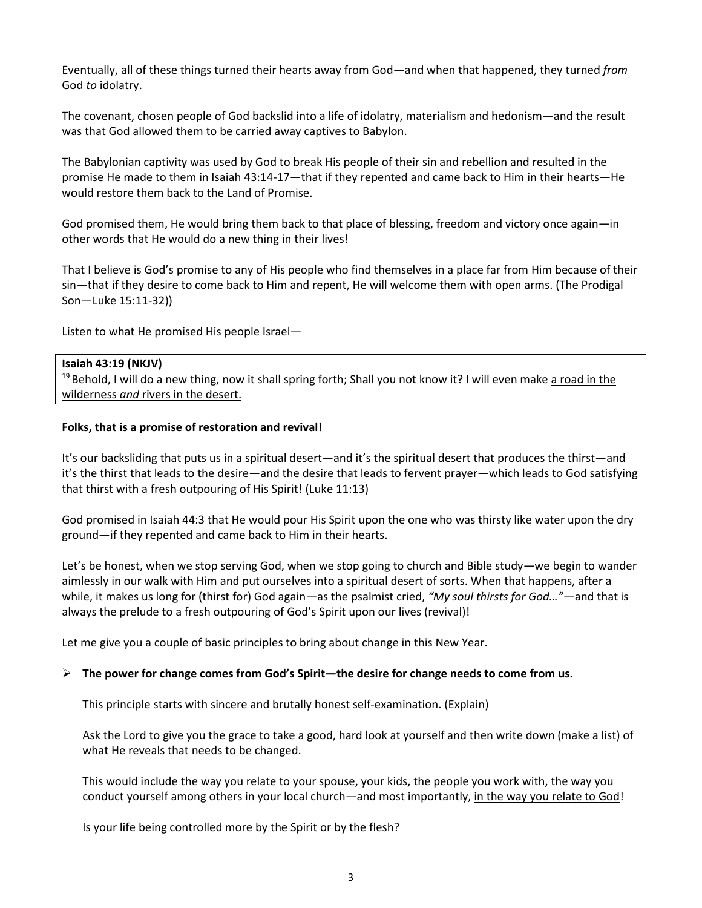Eventually, all of these things turned their hearts away from God—and when that happened, they turned *from* God *to* idolatry.

The covenant, chosen people of God backslid into a life of idolatry, materialism and hedonism—and the result was that God allowed them to be carried away captives to Babylon.

The Babylonian captivity was used by God to break His people of their sin and rebellion and resulted in the promise He made to them in Isaiah 43:14-17—that if they repented and came back to Him in their hearts—He would restore them back to the Land of Promise.

God promised them, He would bring them back to that place of blessing, freedom and victory once again—in other words that <u>He would do a new thing in their lives!</u>

That I believe is God's promise to any of His people who find themselves in a place far from Him because of their sin—that if they desire to come back to Him and repent, He will welcome them with open arms. (The Prodigal Son—Luke 15:11-32))

Listen to what He promised His people Israel—

> **Isaiah 43:19 (NKJV)**
> [19] Behold, I will do a new thing, now it shall spring forth; Shall you not know it? I will even make <u>a road in the wilderness *and* rivers in the desert.</u>

**Folks, that is a promise of restoration and revival!**

It's our backsliding that puts us in a spiritual desert—and it's the spiritual desert that produces the thirst—and it's the thirst that leads to the desire—and the desire that leads to fervent prayer—which leads to God satisfying that thirst with a fresh outpouring of His Spirit! (Luke 11:13)

God promised in Isaiah 44:3 that He would pour His Spirit upon the one who was thirsty like water upon the dry ground—if they repented and came back to Him in their hearts.

Let's be honest, when we stop serving God, when we stop going to church and Bible study—we begin to wander aimlessly in our walk with Him and put ourselves into a spiritual desert of sorts. When that happens, after a while, it makes us long for (thirst for) God again—as the psalmist cried, *"My soul thirsts for God…"*—and that is always the prelude to a fresh outpouring of God's Spirit upon our lives (revival)!

Let me give you a couple of basic principles to bring about change in this New Year.

- **The power for change comes from God's Spirit—the desire for change needs to come from us.**

  This principle starts with sincere and brutally honest self-examination. (Explain)

  Ask the Lord to give you the grace to take a good, hard look at yourself and then write down (make a list) of what He reveals that needs to be changed.

  This would include the way you relate to your spouse, your kids, the people you work with, the way you conduct yourself among others in your local church—and most importantly, <u>in the way you relate to God</u>!

  Is your life being controlled more by the Spirit or by the flesh?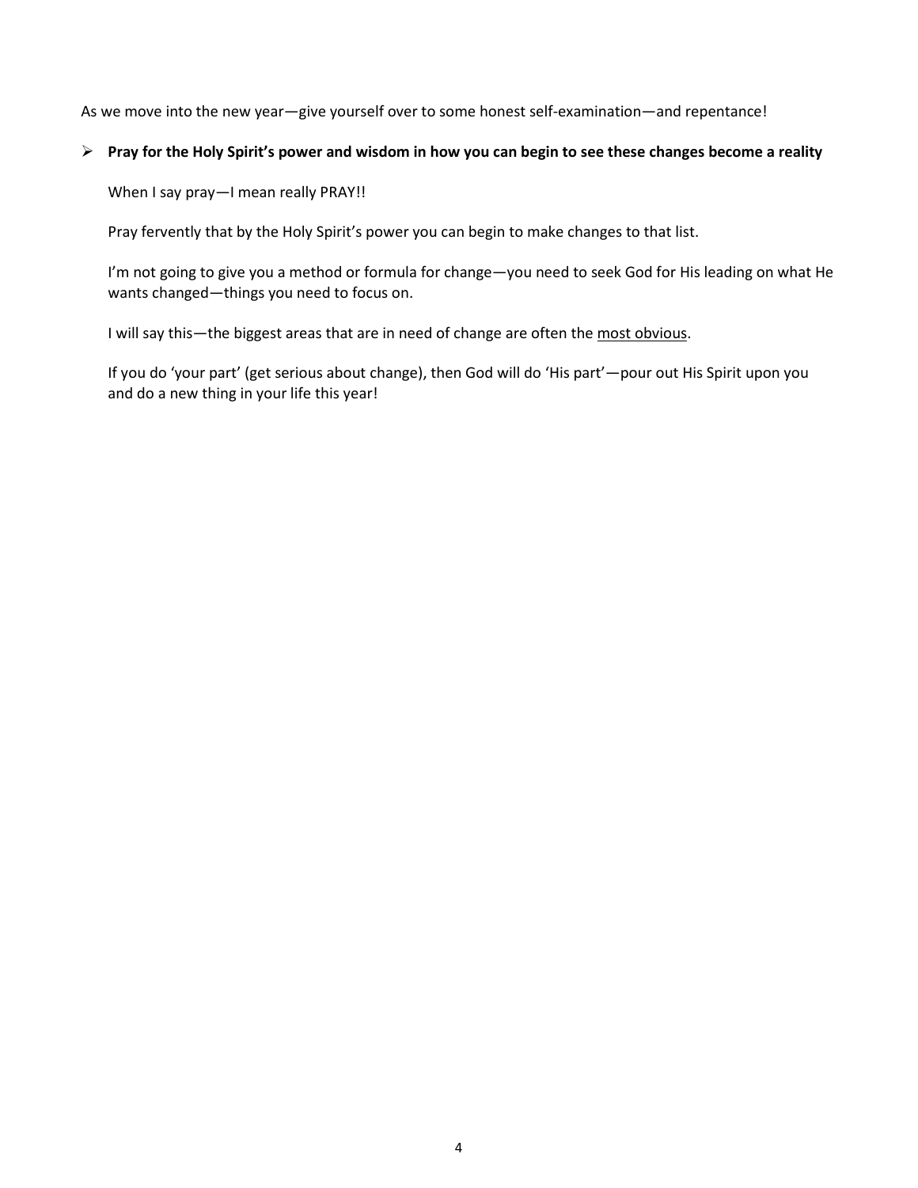As we move into the new year—give yourself over to some honest self-examination—and repentance!

- **Pray for the Holy Spirit's power and wisdom in how you can begin to see these changes become a reality**

  When I say pray—I mean really PRAY!!

  Pray fervently that by the Holy Spirit's power you can begin to make changes to that list.

  I'm not going to give you a method or formula for change—you need to seek God for His leading on what He wants changed—things you need to focus on.

  I will say this—the biggest areas that are in need of change are often the <u>most obvious</u>.

  If you do 'your part' (get serious about change), then God will do 'His part'—pour out His Spirit upon you and do a new thing in your life this year!